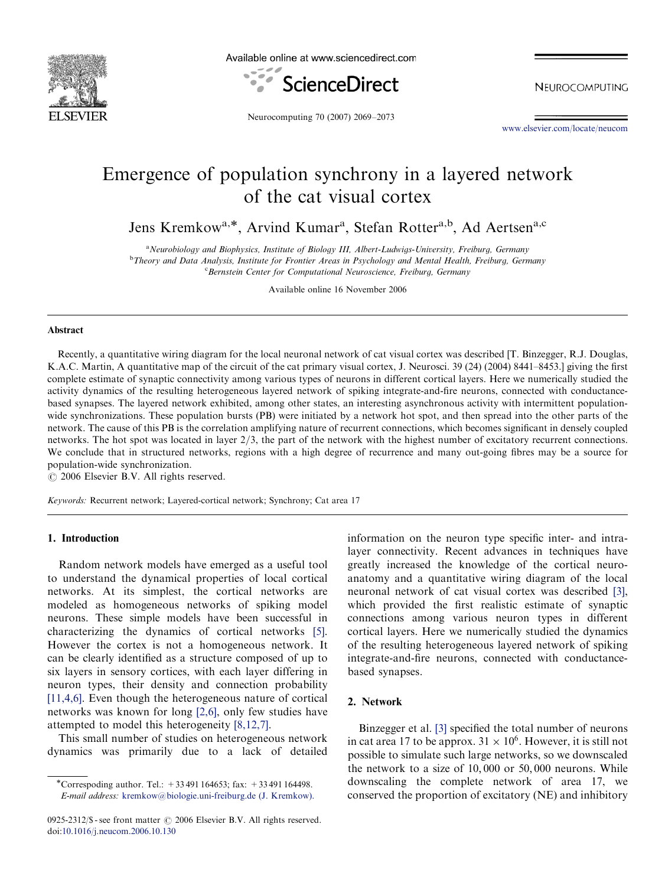# Emergence of population synchrony in a layered network of the cat visual cortex

Jens Kremkow[a,*], Arvind Kumar[a], Stefan Rotter[a,b], Ad Aertsen[a,c]

[a] *Neurobiology and Biophysics, Institute of Biology III, Albert-Ludwigs-University, Freiburg, Germany*
[b] *Theory and Data Analysis, Institute for Frontier Areas in Psychology and Mental Health, Freiburg, Germany*
[c] *Bernstein Center for Computational Neuroscience, Freiburg, Germany*

Available online 16 November 2006

## Abstract

Recently, a quantitative wiring diagram for the local neuronal network of cat visual cortex was described [T. Binzegger, R.J. Douglas, K.A.C. Martin, A quantitative map of the circuit of the cat primary visual cortex, J. Neurosci. 39 (24) (2004) 8441–8453.] giving the first complete estimate of synaptic connectivity among various types of neurons in different cortical layers. Here we numerically studied the activity dynamics of the resulting heterogeneous layered network of spiking integrate-and-fire neurons, connected with conductance-based synapses. The layered network exhibited, among other states, an interesting asynchronous activity with intermittent population-wide synchronizations. These population bursts (PB) were initiated by a network hot spot, and then spread into the other parts of the network. The cause of this PB is the correlation amplifying nature of recurrent connections, which becomes significant in densely coupled networks. The hot spot was located in layer 2/3, the part of the network with the highest number of excitatory recurrent connections. We conclude that in structured networks, regions with a high degree of recurrence and many out-going fibres may be a source for population-wide synchronization.

© 2006 Elsevier B.V. All rights reserved.

*Keywords:* Recurrent network; Layered-cortical network; Synchrony; Cat area 17

## 1. Introduction

Random network models have emerged as a useful tool to understand the dynamical properties of local cortical networks. At its simplest, the cortical networks are modeled as homogeneous networks of spiking model neurons. These simple models have been successful in characterizing the dynamics of cortical networks [5]. However the cortex is not a homogeneous network. It can be clearly identified as a structure composed of up to six layers in sensory cortices, with each layer differing in neuron types, their density and connection probability [11,4,6]. Even though the heterogeneous nature of cortical networks was known for long [2,6], only few studies have attempted to model this heterogeneity [8,12,7].

This small number of studies on heterogeneous network dynamics was primarily due to a lack of detailed information on the neuron type specific inter- and intra-layer connectivity. Recent advances in techniques have greatly increased the knowledge of the cortical neuro-anatomy and a quantitative wiring diagram of the local neuronal network of cat visual cortex was described [3], which provided the first realistic estimate of synaptic connections among various neuron types in different cortical layers. Here we numerically studied the dynamics of the resulting heterogeneous layered network of spiking integrate-and-fire neurons, connected with conductance-based synapses.

## 2. Network

Binzegger et al. [3] specified the total number of neurons in cat area 17 to be approx. $31 \times 10^6$. However, it is still not possible to simulate such large networks, so we downscaled the network to a size of 10,000 or 50,000 neurons. While downscaling the complete network of area 17, we conserved the proportion of excitatory (NE) and inhibitory

*Correspoding author. Tel.: +33 491 164653; fax: +33 491 164498.
*E-mail address:* kremkow@biologie.uni-freiburg.de (J. Kremkow).

0925-2312/$ - see front matter © 2006 Elsevier B.V. All rights reserved.
doi:10.1016/j.neucom.2006.10.130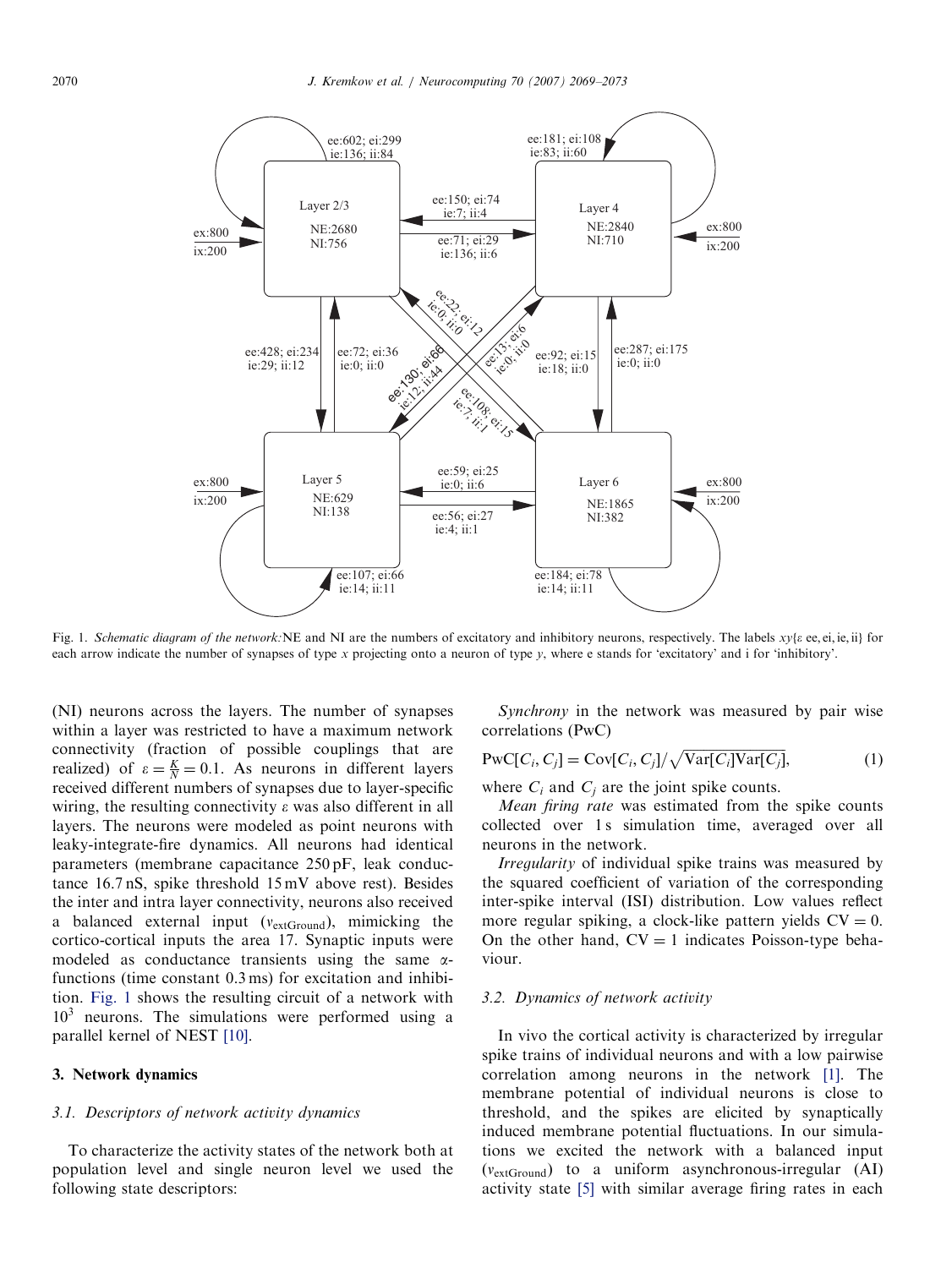Fig. 1. *Schematic diagram of the network:* NE and NI are the numbers of excitatory and inhibitory neurons, respectively. The labels $xy\{\varepsilon$ ee, ei, ie, ii} for each arrow indicate the number of synapses of type $x$ projecting onto a neuron of type $y$, where e stands for 'excitatory' and i for 'inhibitory'.

(NI) neurons across the layers. The number of synapses within a layer was restricted to have a maximum network connectivity (fraction of possible couplings that are realized) of $\varepsilon = \frac{K}{N} = 0.1$. As neurons in different layers received different numbers of synapses due to layer-specific wiring, the resulting connectivity $\varepsilon$ was also different in all layers. The neurons were modeled as point neurons with leaky-integrate-fire dynamics. All neurons had identical parameters (membrane capacitance 250 pF, leak conductance 16.7 nS, spike threshold 15 mV above rest). Besides the inter and intra layer connectivity, neurons also received a balanced external input ($v_{\text{extGround}}$), mimicking the cortico-cortical inputs the area 17. Synaptic inputs were modeled as conductance transients using the same $\alpha$-functions (time constant 0.3 ms) for excitation and inhibition. Fig. 1 shows the resulting circuit of a network with $10^3$ neurons. The simulations were performed using a parallel kernel of NEST [10].

## 3. Network dynamics

### 3.1. Descriptors of network activity dynamics

To characterize the activity states of the network both at population level and single neuron level we used the following state descriptors:

*Synchrony* in the network was measured by pair wise correlations (PwC)

$$\text{PwC}[C_i, C_j] = \text{Cov}[C_i, C_j] / \sqrt{\text{Var}[C_i]\text{Var}[C_j]}, \tag{1}$$

where $C_i$ and $C_j$ are the joint spike counts.

*Mean firing rate* was estimated from the spike counts collected over 1 s simulation time, averaged over all neurons in the network.

*Irregularity* of individual spike trains was measured by the squared coefficient of variation of the corresponding inter-spike interval (ISI) distribution. Low values reflect more regular spiking, a clock-like pattern yields CV = 0. On the other hand, CV = 1 indicates Poisson-type behaviour.

### 3.2. Dynamics of network activity

In vivo the cortical activity is characterized by irregular spike trains of individual neurons and with a low pairwise correlation among neurons in the network [1]. The membrane potential of individual neurons is close to threshold, and the spikes are elicited by synaptically induced membrane potential fluctuations. In our simulations we excited the network with a balanced input ($v_{\text{extGround}}$) to a uniform asynchronous-irregular (AI) activity state [5] with similar average firing rates in each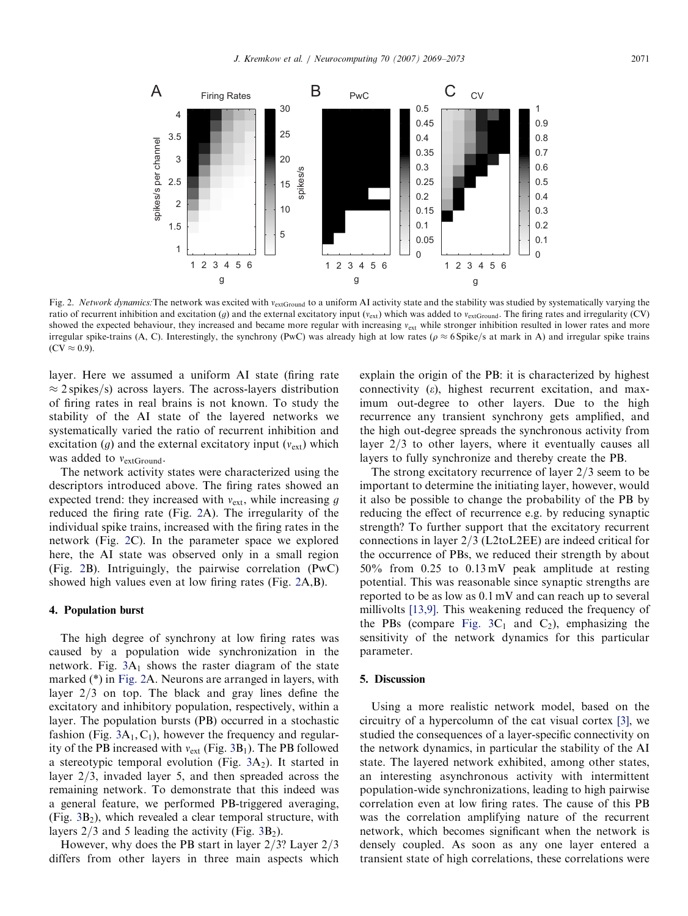Fig. 2. *Network dynamics:* The network was excited with $\nu_{\text{extGround}}$ to a uniform AI activity state and the stability was studied by systematically varying the ratio of recurrent inhibition and excitation ($g$) and the external excitatory input ($\nu_{\text{ext}}$) which was added to $\nu_{\text{extGround}}$. The firing rates and irregularity (CV) showed the expected behaviour, they increased and became more regular with increasing $\nu_{\text{ext}}$ while stronger inhibition resulted in lower rates and more irregular spike-trains (A, C). Interestingly, the synchrony (PwC) was already high at low rates ($\rho \approx 6$ Spike/s at mark in A) and irregular spike trains (CV $\approx 0.9$).

layer. Here we assumed a uniform AI state (firing rate $\approx 2$ spikes/s) across layers. The across-layers distribution of firing rates in real brains is not known. To study the stability of the AI state of the layered networks we systematically varied the ratio of recurrent inhibition and excitation ($g$) and the external excitatory input ($\nu_{\text{ext}}$) which was added to $\nu_{\text{extGround}}$.

The network activity states were characterized using the descriptors introduced above. The firing rates showed an expected trend: they increased with $\nu_{\text{ext}}$, while increasing $g$ reduced the firing rate (Fig. 2A). The irregularity of the individual spike trains, increased with the firing rates in the network (Fig. 2C). In the parameter space we explored here, the AI state was observed only in a small region (Fig. 2B). Intriguingly, the pairwise correlation (PwC) showed high values even at low firing rates (Fig. 2A,B).

## 4. Population burst

The high degree of synchrony at low firing rates was caused by a population wide synchronization in the network. Fig. 3A$_1$ shows the raster diagram of the state marked (*) in Fig. 2A. Neurons are arranged in layers, with layer 2/3 on top. The black and gray lines define the excitatory and inhibitory population, respectively, within a layer. The population bursts (PB) occurred in a stochastic fashion (Fig. 3A$_1$, C$_1$), however the frequency and regularity of the PB increased with $\nu_{\text{ext}}$ (Fig. 3B$_1$). The PB followed a stereotypic temporal evolution (Fig. 3A$_2$). It started in layer 2/3, invaded layer 5, and then spreaded across the remaining network. To demonstrate that this indeed was a general feature, we performed PB-triggered averaging, (Fig. 3B$_2$), which revealed a clear temporal structure, with layers 2/3 and 5 leading the activity (Fig. 3B$_2$).

However, why does the PB start in layer 2/3? Layer 2/3 differs from other layers in three main aspects which explain the origin of the PB: it is characterized by highest connectivity ($\varepsilon$), highest recurrent excitation, and maximum out-degree to other layers. Due to the high recurrence any transient synchrony gets amplified, and the high out-degree spreads the synchronous activity from layer 2/3 to other layers, where it eventually causes all layers to fully synchronize and thereby create the PB.

The strong excitatory recurrence of layer 2/3 seem to be important to determine the initiating layer, however, would it also be possible to change the probability of the PB by reducing the effect of recurrence e.g. by reducing synaptic strength? To further support that the excitatory recurrent connections in layer 2/3 (L2toL2EE) are indeed critical for the occurrence of PBs, we reduced their strength by about 50% from 0.25 to 0.13 mV peak amplitude at resting potential. This was reasonable since synaptic strengths are reported to be as low as 0.1 mV and can reach up to several millivolts [13,9]. This weakening reduced the frequency of the PBs (compare Fig. 3C$_1$ and C$_2$), emphasizing the sensitivity of the network dynamics for this particular parameter.

## 5. Discussion

Using a more realistic network model, based on the circuitry of a hypercolumn of the cat visual cortex [3], we studied the consequences of a layer-specific connectivity on the network dynamics, in particular the stability of the AI state. The layered network exhibited, among other states, an interesting asynchronous activity with intermittent population-wide synchronizations, leading to high pairwise correlation even at low firing rates. The cause of this PB was the correlation amplifying nature of the recurrent network, which becomes significant when the network is densely coupled. As soon as any one layer entered a transient state of high correlations, these correlations were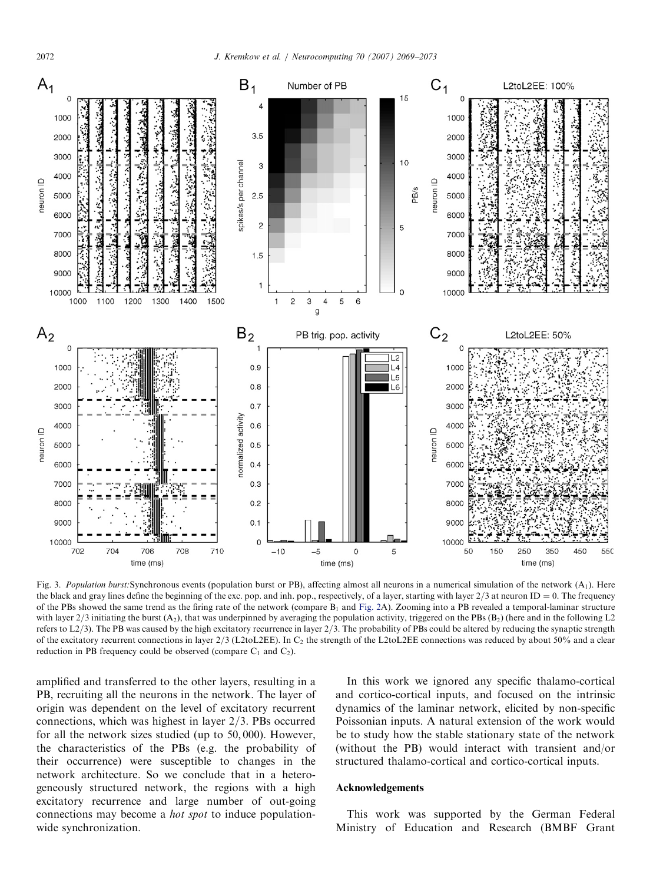Fig. 3. *Population burst:* Synchronous events (population burst or PB), affecting almost all neurons in a numerical simulation of the network ($A_1$). Here the black and gray lines define the beginning of the exc. pop. and inh. pop., respectively, of a layer, starting with layer 2/3 at neuron ID = 0. The frequency of the PBs showed the same trend as the firing rate of the network (compare $B_1$ and Fig. 2A). Zooming into a PB revealed a temporal-laminar structure with layer 2/3 initiating the burst ($A_2$), that was underpinned by averaging the population activity, triggered on the PBs ($B_2$) (here and in the following L2 refers to L2/3). The PB was caused by the high excitatory recurrence in layer 2/3. The probability of PBs could be altered by reducing the synaptic strength of the excitatory recurrent connections in layer 2/3 (L2toL2EE). In $C_2$ the strength of the L2toL2EE connections was reduced by about 50% and a clear reduction in PB frequency could be observed (compare $C_1$ and $C_2$).

amplified and transferred to the other layers, resulting in a PB, recruiting all the neurons in the network. The layer of origin was dependent on the level of excitatory recurrent connections, which was highest in layer 2/3. PBs occurred for all the network sizes studied (up to 50,000). However, the characteristics of the PBs (e.g. the probability of their occurrence) were susceptible to changes in the network architecture. So we conclude that in a heterogeneously structured network, the regions with a high excitatory recurrence and large number of out-going connections may become a *hot spot* to induce population-wide synchronization.

In this work we ignored any specific thalamo-cortical and cortico-cortical inputs, and focused on the intrinsic dynamics of the laminar network, elicited by non-specific Poissonian inputs. A natural extension of the work would be to study how the stable stationary state of the network (without the PB) would interact with transient and/or structured thalamo-cortical and cortico-cortical inputs.

## Acknowledgements

This work was supported by the German Federal Ministry of Education and Research (BMBF Grant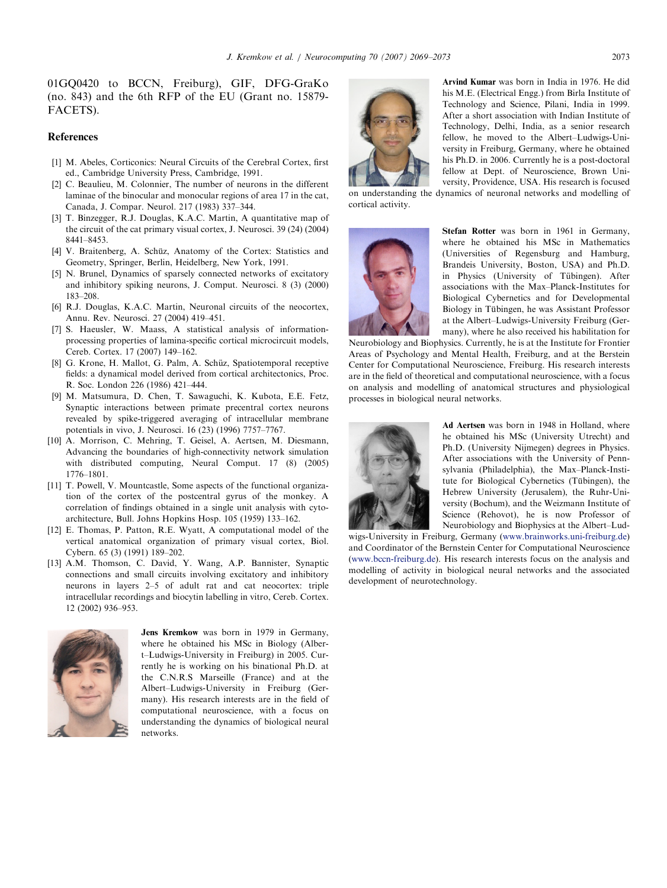01GQ0420 to BCCN, Freiburg), GIF, DFG-GraKo (no. 843) and the 6th RFP of the EU (Grant no. 15879-FACETS).

## References

[1] M. Abeles, Corticonics: Neural Circuits of the Cerebral Cortex, first ed., Cambridge University Press, Cambridge, 1991.

[2] C. Beaulieu, M. Colonnier, The number of neurons in the different laminae of the binocular and monocular regions of area 17 in the cat, Canada, J. Compar. Neurol. 217 (1983) 337–344.

[3] T. Binzegger, R.J. Douglas, K.A.C. Martin, A quantitative map of the circuit of the cat primary visual cortex, J. Neurosci. 39 (24) (2004) 8441–8453.

[4] V. Braitenberg, A. Schüz, Anatomy of the Cortex: Statistics and Geometry, Springer, Berlin, Heidelberg, New York, 1991.

[5] N. Brunel, Dynamics of sparsely connected networks of excitatory and inhibitory spiking neurons, J. Comput. Neurosci. 8 (3) (2000) 183–208.

[6] R.J. Douglas, K.A.C. Martin, Neuronal circuits of the neocortex, Annu. Rev. Neurosci. 27 (2004) 419–451.

[7] S. Haeusler, W. Maass, A statistical analysis of information-processing properties of lamina-specific cortical microcircuit models, Cereb. Cortex. 17 (2007) 149–162.

[8] G. Krone, H. Mallot, G. Palm, A. Schüz, Spatiotemporal receptive fields: a dynamical model derived from cortical architectonics, Proc. R. Soc. London 226 (1986) 421–444.

[9] M. Matsumura, D. Chen, T. Sawaguchi, K. Kubota, E.E. Fetz, Synaptic interactions between primate precentral cortex neurons revealed by spike-triggered averaging of intracellular membrane potentials in vivo, J. Neurosci. 16 (23) (1996) 7757–7767.

[10] A. Morrison, C. Mehring, T. Geisel, A. Aertsen, M. Diesmann, Advancing the boundaries of high-connectivity network simulation with distributed computing, Neural Comput. 17 (8) (2005) 1776–1801.

[11] T. Powell, V. Mountcastle, Some aspects of the functional organization of the cortex of the postcentral gyrus of the monkey. A correlation of findings obtained in a single unit analysis with cyto-architecture, Bull. Johns Hopkins Hosp. 105 (1959) 133–162.

[12] E. Thomas, P. Patton, R.E. Wyatt, A computational model of the vertical anatomical organization of primary visual cortex, Biol. Cybern. 65 (3) (1991) 189–202.

[13] A.M. Thomson, C. David, Y. Wang, A.P. Bannister, Synaptic connections and small circuits involving excitatory and inhibitory neurons in layers 2–5 of adult rat and cat neocortex: triple intracellular recordings and biocytin labelling in vitro, Cereb. Cortex. 12 (2002) 936–953.

**Jens Kremkow** was born in 1979 in Germany, where he obtained his MSc in Biology (Albert–Ludwigs-University in Freiburg) in 2005. Currently he is working on his binational Ph.D. at the C.N.R.S Marseille (France) and at the Albert–Ludwigs-University in Freiburg (Germany). His research interests are in the field of computational neuroscience, with a focus on understanding the dynamics of biological neural networks.

**Arvind Kumar** was born in India in 1976. He did his M.E. (Electrical Engg.) from Birla Institute of Technology and Science, Pilani, India in 1999. After a short association with Indian Institute of Technology, Delhi, India, as a senior research fellow, he moved to the Albert–Ludwigs-University in Freiburg, Germany, where he obtained his Ph.D. in 2006. Currently he is a post-doctoral fellow at Dept. of Neuroscience, Brown University, Providence, USA. His research is focused on understanding the dynamics of neuronal networks and modelling of cortical activity.

**Stefan Rotter** was born in 1961 in Germany, where he obtained his MSc in Mathematics (Universities of Regensburg and Hamburg, Brandeis University, Boston, USA) and Ph.D. in Physics (University of Tübingen). After associations with the Max–Planck-Institutes for Biological Cybernetics and for Developmental Biology in Tübingen, he was Assistant Professor at the Albert–Ludwigs-University Freiburg (Germany), where he also received his habilitation for Neurobiology and Biophysics. Currently, he is at the Institute for Frontier Areas of Psychology and Mental Health, Freiburg, and at the Berstein Center for Computational Neuroscience, Freiburg. His research interests are in the field of theoretical and computational neuroscience, with a focus on analysis and modelling of anatomical structures and physiological processes in biological neural networks.

**Ad Aertsen** was born in 1948 in Holland, where he obtained his MSc (University Utrecht) and Ph.D. (University Nijmegen) degrees in Physics. After associations with the University of Pennsylvania (Philadelphia), the Max–Planck-Institute for Biological Cybernetics (Tübingen), the Hebrew University (Jerusalem), the Ruhr-University (Bochum), and the Weizmann Institute of Science (Rehovot), he is now Professor of Neurobiology and Biophysics at the Albert–Ludwigs-University in Freiburg, Germany (www.brainworks.uni-freiburg.de) and Coordinator of the Bernstein Center for Computational Neuroscience (www.bccn-freiburg.de). His research interests focus on the analysis and modelling of activity in biological neural networks and the associated development of neurotechnology.